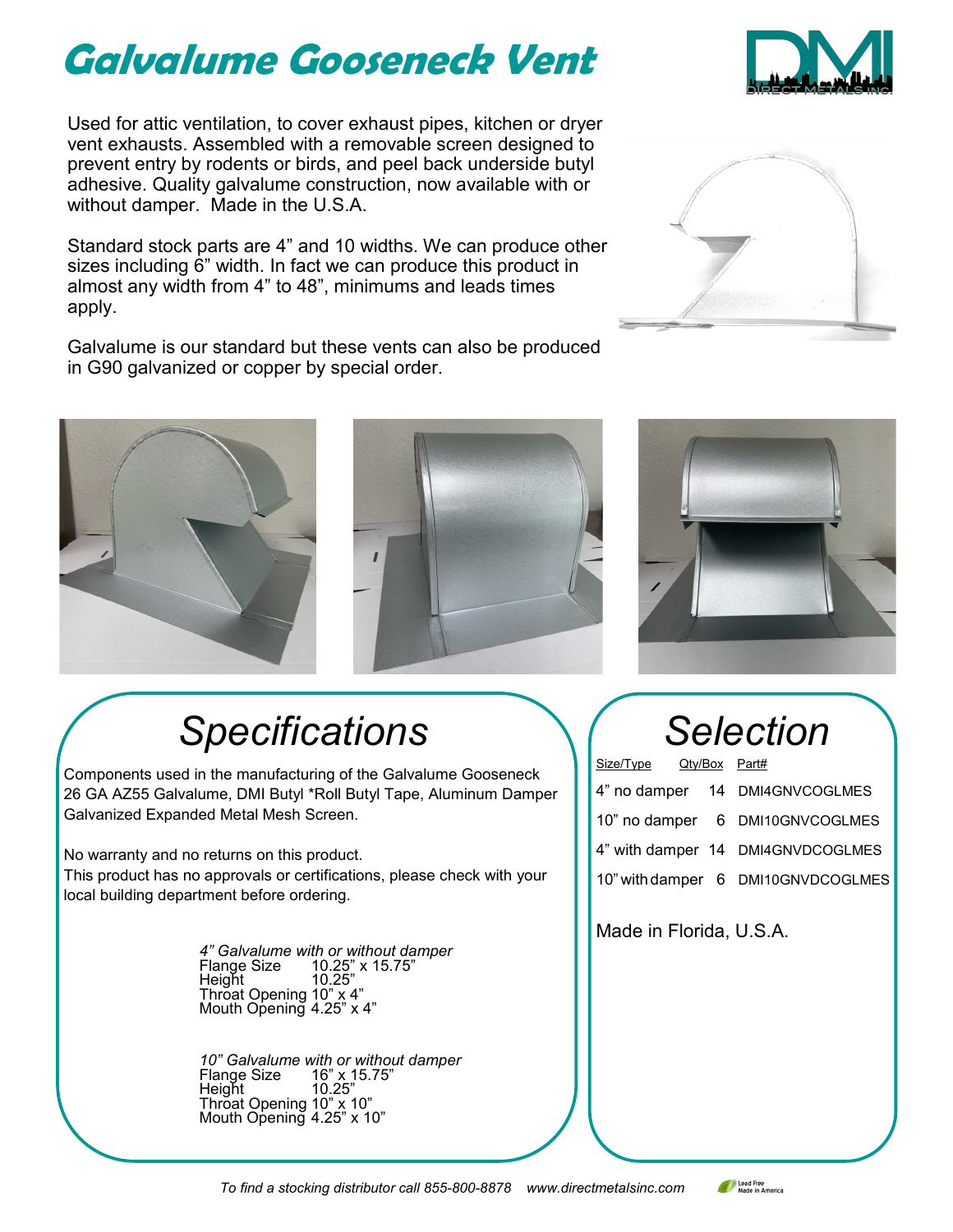# Galvalume Gooseneck Vent

Used for attic ventilation, to cover exhaust pipes, kitchen or dryer vent exhausts. Assembled with a removable screen designed to prevent entry by rodents or birds, and peel back underside butyl adhesive. Quality galvalume construction, now available with or without damper. Made in the U.S.A.

Standard stock parts are 4" and 10 widths. We can produce other sizes including 6" width. In fact we can produce this product in almost any width from 4" to 48", minimums and leads times apply.

Galvalume is our standard but these vents can also be produced in G90 galvanized or copper by special order.

## Specifications

Components used in the manufacturing of the Galvalume Gooseneck
26 GA AZ55 Galvalume, DMI Butyl *Roll Butyl Tape, Aluminum Damper
Galvanized Expanded Metal Mesh Screen.

No warranty and no returns on this product.
This product has no approvals or certifications, please check with your local building department before ordering.

*4" Galvalume with or without damper*

| | |
|---|---|
| Flange Size | 10.25" x 15.75" |
| Height | 10.25" |
| Throat Opening | 10" x 4" |
| Mouth Opening | 4.25" x 4" |

*10" Galvalume with or without damper*

| | |
|---|---|
| Flange Size | 16" x 15.75" |
| Height | 10.25" |
| Throat Opening | 10" x 10" |
| Mouth Opening | 4.25" x 10" |

## Selection

| Size/Type | Qty/Box | Part# |
|---|---|---|
| 4" no damper | 14 | DMI4GNVCOGLMES |
| 10" no damper | 6 | DMI10GNVCOGLMES |
| 4" with damper | 14 | DMI4GNVDCOGLMES |
| 10" with damper | 6 | DMI10GNVDCOGLMES |

Made in Florida, U.S.A.

*To find a stocking distributor call 855-800-8878 www.directmetalsinc.com*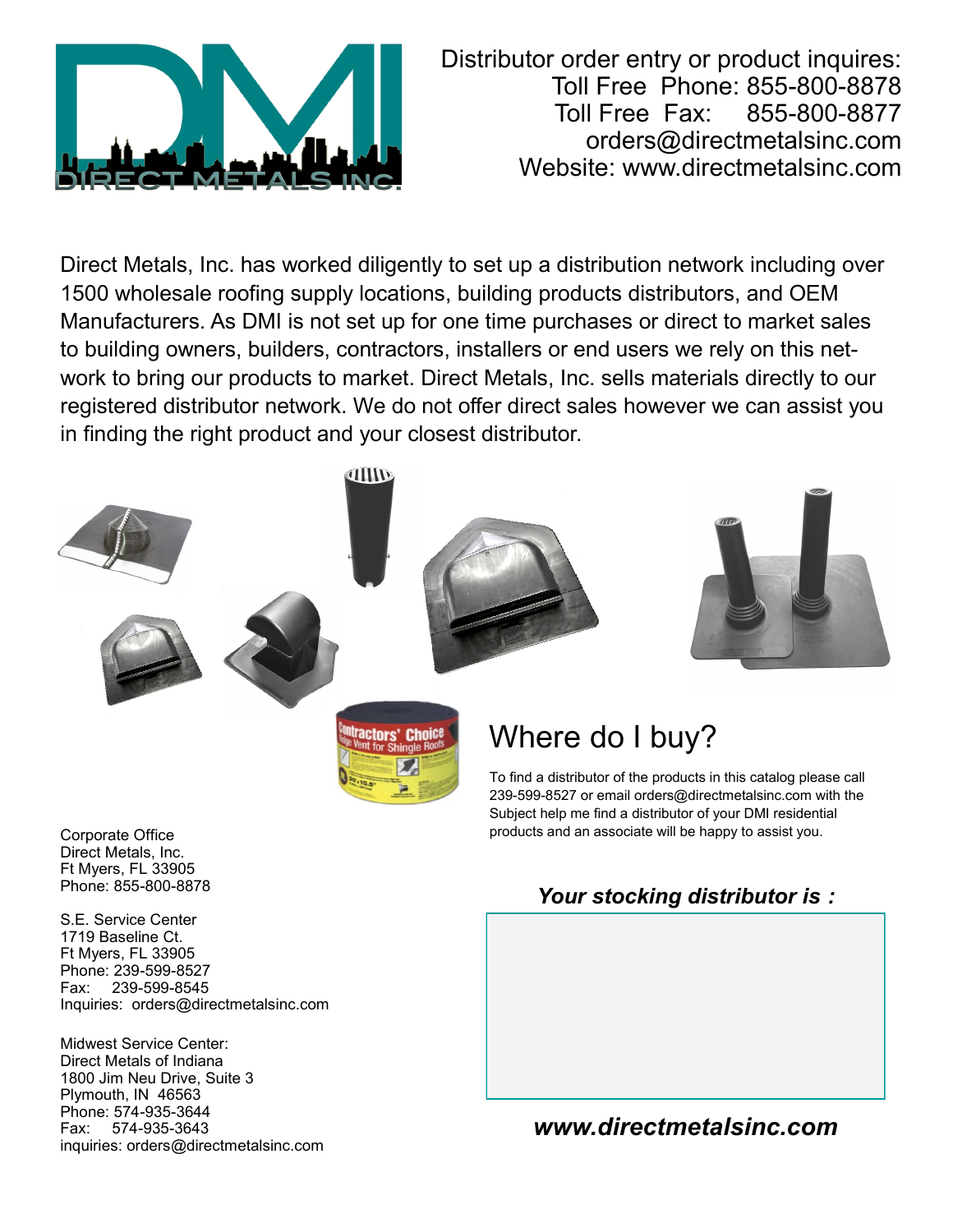Distributor order entry or product inquires:
Toll Free Phone: 855-800-8878
Toll Free Fax: 855-800-8877
orders@directmetalsinc.com
Website: www.directmetalsinc.com

Direct Metals, Inc. has worked diligently to set up a distribution network including over 1500 wholesale roofing supply locations, building products distributors, and OEM Manufacturers. As DMI is not set up for one time purchases or direct to market sales to building owners, builders, contractors, installers or end users we rely on this network to bring our products to market. Direct Metals, Inc. sells materials directly to our registered distributor network. We do not offer direct sales however we can assist you in finding the right product and your closest distributor.

# Where do I buy?

To find a distributor of the products in this catalog please call 239-599-8527 or email orders@directmetalsinc.com with the Subject help me find a distributor of your DMI residential products and an associate will be happy to assist you.

***Your stocking distributor is :***

***www.directmetalsinc.com***

Corporate Office
Direct Metals, Inc.
Ft Myers, FL 33905
Phone: 855-800-8878

S.E. Service Center
1719 Baseline Ct.
Ft Myers, FL 33905
Phone: 239-599-8527
Fax: 239-599-8545
Inquiries: orders@directmetalsinc.com

Midwest Service Center:
Direct Metals of Indiana
1800 Jim Neu Drive, Suite 3
Plymouth, IN 46563
Phone: 574-935-3644
Fax: 574-935-3643
inquiries: orders@directmetalsinc.com